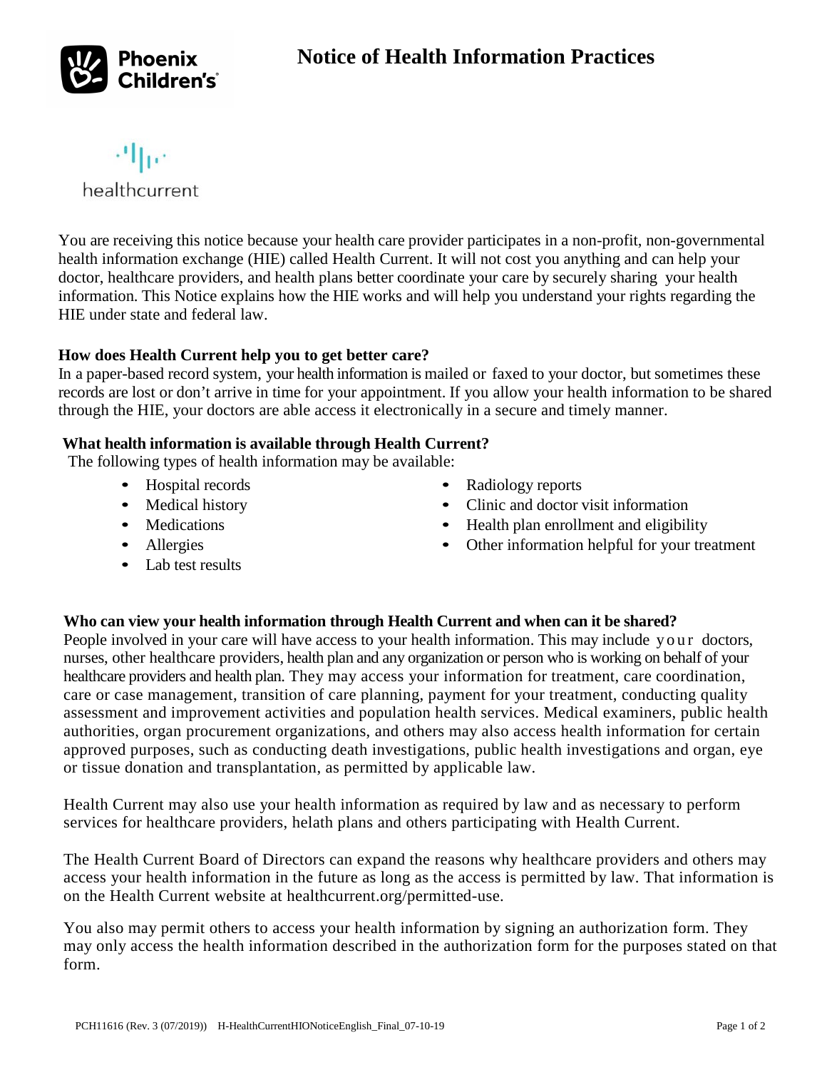# Notice of Health Information Practices

You are receiving this notice because your health care provider participates in a non-profit, non-governmental health information exchange (HIE) called Health Current. It will not cost you anything and can help your doctor, healthcare providers, and health plans better coordinate your care by securely sharing your health information. This Notice explains how the HIE works and will help you understand your rights regarding the HIE under state and federal law.

**How does Health Current help you to get better care?**

In a paper-based record system, your health information is mailed or faxed to your doctor, but sometimes these records are lost or don't arrive in time for your appointment. If you allow your health information to be shared through the HIE, your doctors are able access it electronically in a secure and timely manner.

**What health information is available through Health Current?**

The following types of health information may be available:

- Hospital records
- Medical history
- Medications
- Allergies
- Lab test results
- Radiology reports
- Clinic and doctor visit information
- Health plan enrollment and eligibility
- Other information helpful for your treatment

**Who can view your health information through Health Current and when can it be shared?**

People involved in your care will have access to your health information. This may include your doctors, nurses, other healthcare providers, health plan and any organization or person who is working on behalf of your healthcare providers and health plan. They may access your information for treatment, care coordination, care or case management, transition of care planning, payment for your treatment, conducting quality assessment and improvement activities and population health services. Medical examiners, public health authorities, organ procurement organizations, and others may also access health information for certain approved purposes, such as conducting death investigations, public health investigations and organ, eye or tissue donation and transplantation, as permitted by applicable law.

Health Current may also use your health information as required by law and as necessary to perform services for healthcare providers, helath plans and others participating with Health Current.

The Health Current Board of Directors can expand the reasons why healthcare providers and others may access your health information in the future as long as the access is permitted by law. That information is on the Health Current website at healthcurrent.org/permitted-use.

You also may permit others to access your health information by signing an authorization form. They may only access the health information described in the authorization form for the purposes stated on that form.

PCH11616 (Rev. 3 (07/2019)) H-HealthCurrentHIONoticeEnglish_Final_07-10-19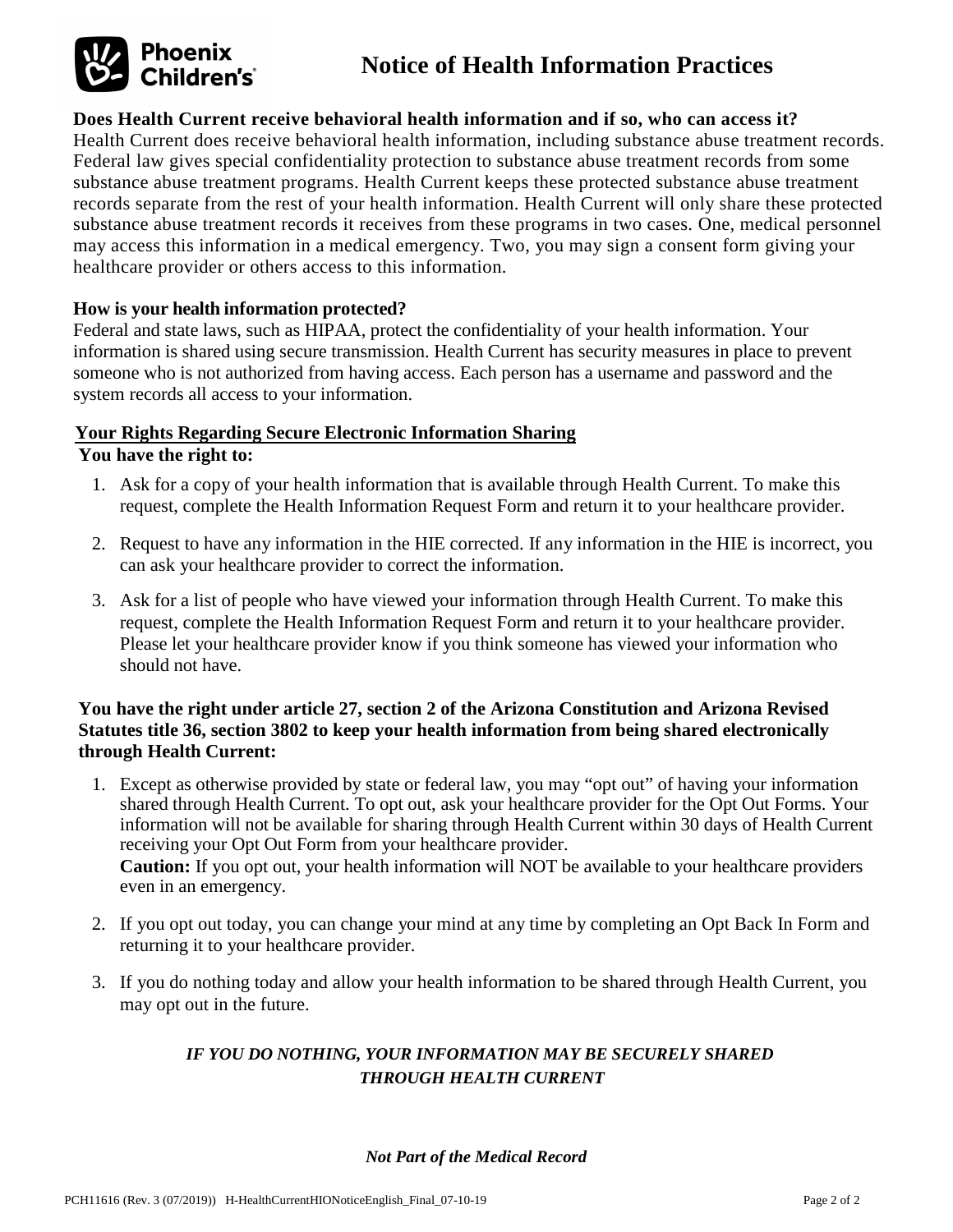**Does Health Current receive behavioral health information and if so, who can access it?**

Health Current does receive behavioral health information, including substance abuse treatment records. Federal law gives special confidentiality protection to substance abuse treatment records from some substance abuse treatment programs. Health Current keeps these protected substance abuse treatment records separate from the rest of your health information. Health Current will only share these protected substance abuse treatment records it receives from these programs in two cases. One, medical personnel may access this information in a medical emergency. Two, you may sign a consent form giving your healthcare provider or others access to this information.

**How is your health information protected?**

Federal and state laws, such as HIPAA, protect the confidentiality of your health information. Your information is shared using secure transmission. Health Current has security measures in place to prevent someone who is not authorized from having access. Each person has a username and password and the system records all access to your information.

## Your Rights Regarding Secure Electronic Information Sharing

**You have the right to:**

1. Ask for a copy of your health information that is available through Health Current. To make this request, complete the Health Information Request Form and return it to your healthcare provider.
2. Request to have any information in the HIE corrected. If any information in the HIE is incorrect, you can ask your healthcare provider to correct the information.
3. Ask for a list of people who have viewed your information through Health Current. To make this request, complete the Health Information Request Form and return it to your healthcare provider. Please let your healthcare provider know if you think someone has viewed your information who should not have.

**You have the right under article 27, section 2 of the Arizona Constitution and Arizona Revised Statutes title 36, section 3802 to keep your health information from being shared electronically through Health Current:**

1. Except as otherwise provided by state or federal law, you may "opt out" of having your information shared through Health Current. To opt out, ask your healthcare provider for the Opt Out Forms. Your information will not be available for sharing through Health Current within 30 days of Health Current receiving your Opt Out Form from your healthcare provider.
   **Caution:** If you opt out, your health information will NOT be available to your healthcare providers even in an emergency.
2. If you opt out today, you can change your mind at any time by completing an Opt Back In Form and returning it to your healthcare provider.
3. If you do nothing today and allow your health information to be shared through Health Current, you may opt out in the future.

***IF YOU DO NOTHING, YOUR INFORMATION MAY BE SECURELY SHARED THROUGH HEALTH CURRENT***

***Not Part of the Medical Record***

PCH11616 (Rev. 3 (07/2019)) H-HealthCurrentHIONoticeEnglish_Final_07-10-19